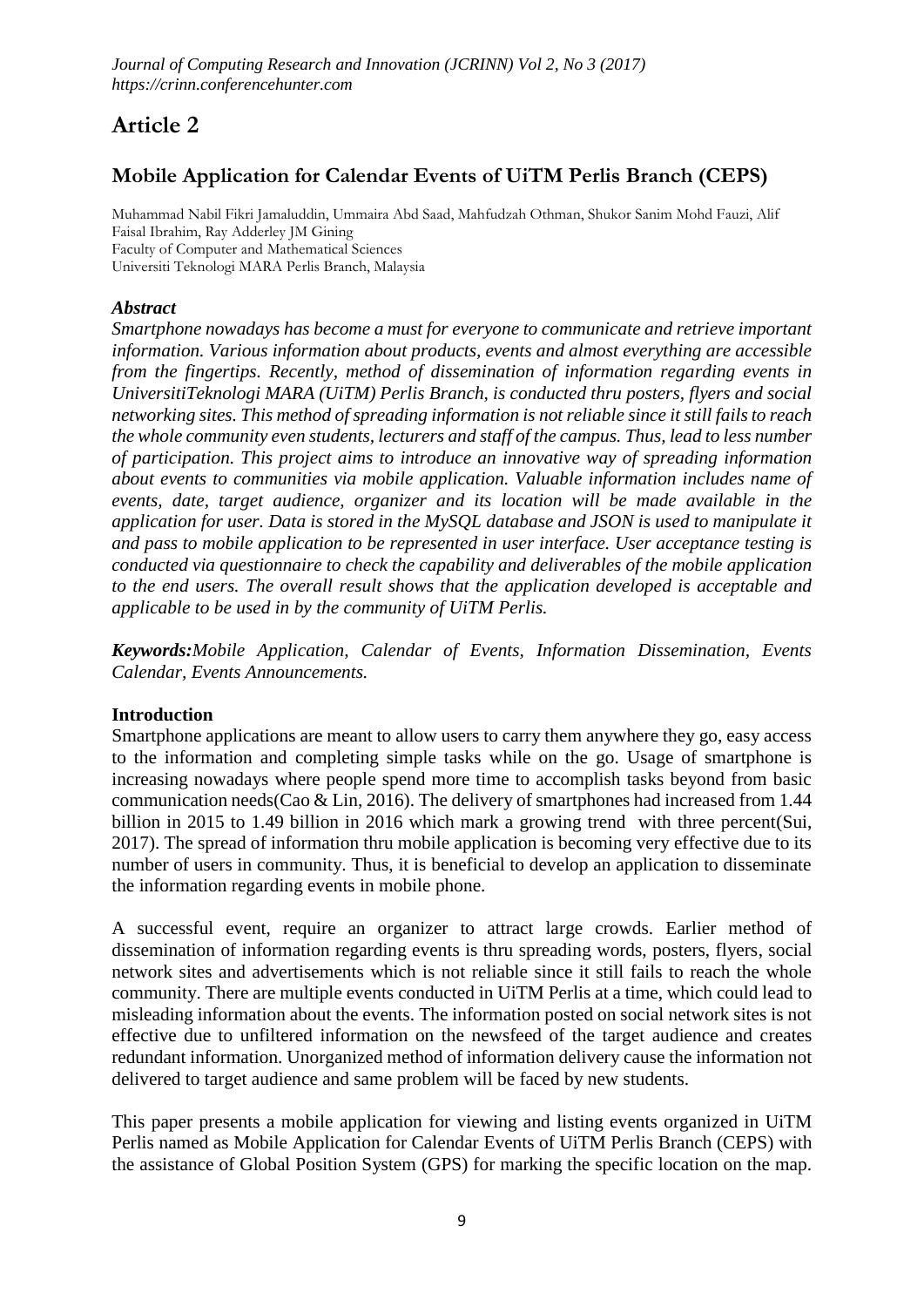# Article 2

## Mobile Application for Calendar Events of UiTM Perlis Branch (CEPS)

Muhammad Nabil Fikri Jamaluddin, Ummaira Abd Saad, Mahfudzah Othman, Shukor Sanim Mohd Fauzi, Alif Faisal Ibrahim, Ray Adderley JM Gining
Faculty of Computer and Mathematical Sciences
Universiti Teknologi MARA Perlis Branch, Malaysia

### *Abstract*

*Smartphone nowadays has become a must for everyone to communicate and retrieve important information. Various information about products, events and almost everything are accessible from the fingertips. Recently, method of dissemination of information regarding events in UniversitiTeknologi MARA (UiTM) Perlis Branch, is conducted thru posters, flyers and social networking sites. This method of spreading information is not reliable since it still fails to reach the whole community even students, lecturers and staff of the campus. Thus, lead to less number of participation. This project aims to introduce an innovative way of spreading information about events to communities via mobile application. Valuable information includes name of events, date, target audience, organizer and its location will be made available in the application for user. Data is stored in the MySQL database and JSON is used to manipulate it and pass to mobile application to be represented in user interface. User acceptance testing is conducted via questionnaire to check the capability and deliverables of the mobile application to the end users. The overall result shows that the application developed is acceptable and applicable to be used in by the community of UiTM Perlis.*

***Keywords:****Mobile Application, Calendar of Events, Information Dissemination, Events Calendar, Events Announcements.*

### Introduction

Smartphone applications are meant to allow users to carry them anywhere they go, easy access to the information and completing simple tasks while on the go. Usage of smartphone is increasing nowadays where people spend more time to accomplish tasks beyond from basic communication needs(Cao & Lin, 2016). The delivery of smartphones had increased from 1.44 billion in 2015 to 1.49 billion in 2016 which mark a growing trend with three percent(Sui, 2017). The spread of information thru mobile application is becoming very effective due to its number of users in community. Thus, it is beneficial to develop an application to disseminate the information regarding events in mobile phone.

A successful event, require an organizer to attract large crowds. Earlier method of dissemination of information regarding events is thru spreading words, posters, flyers, social network sites and advertisements which is not reliable since it still fails to reach the whole community. There are multiple events conducted in UiTM Perlis at a time, which could lead to misleading information about the events. The information posted on social network sites is not effective due to unfiltered information on the newsfeed of the target audience and creates redundant information. Unorganized method of information delivery cause the information not delivered to target audience and same problem will be faced by new students.

This paper presents a mobile application for viewing and listing events organized in UiTM Perlis named as Mobile Application for Calendar Events of UiTM Perlis Branch (CEPS) with the assistance of Global Position System (GPS) for marking the specific location on the map.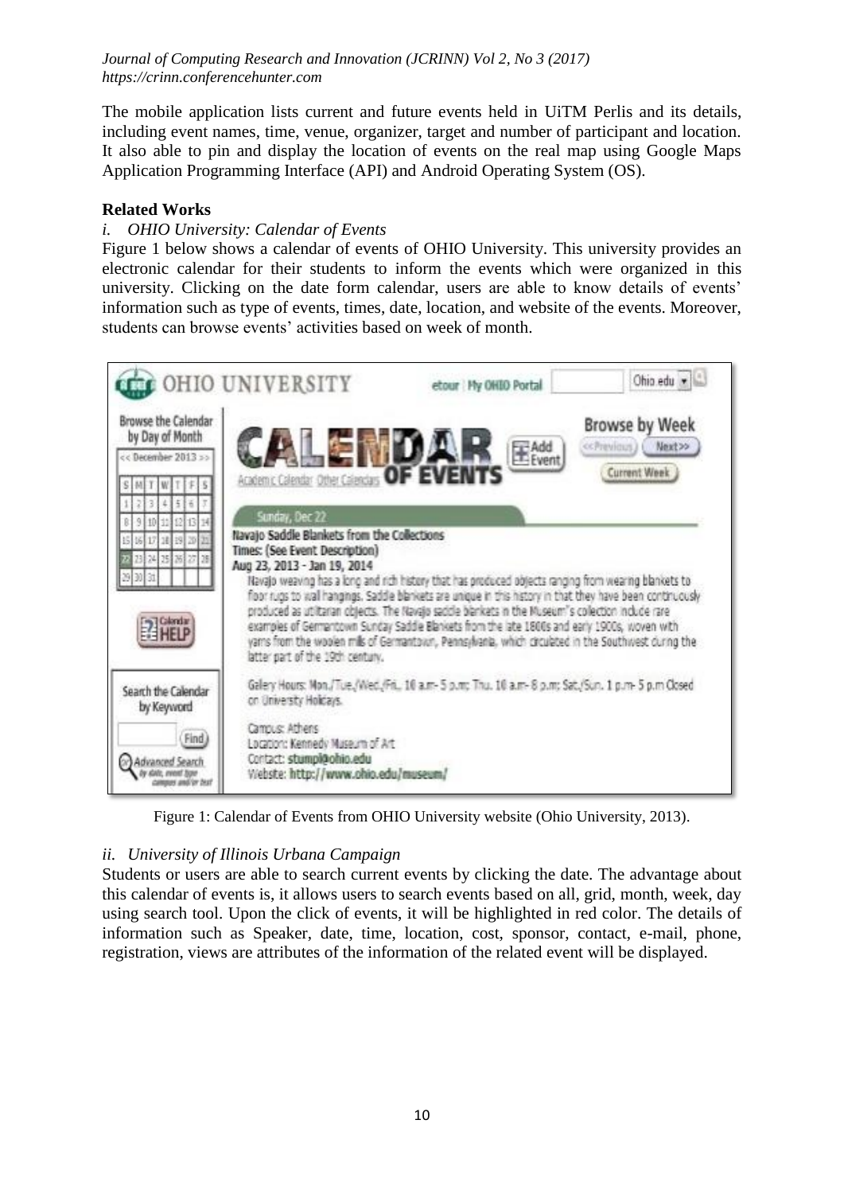The mobile application lists current and future events held in UiTM Perlis and its details, including event names, time, venue, organizer, target and number of participant and location. It also able to pin and display the location of events on the real map using Google Maps Application Programming Interface (API) and Android Operating System (OS).

**Related Works**

*i. OHIO University: Calendar of Events*

Figure 1 below shows a calendar of events of OHIO University. This university provides an electronic calendar for their students to inform the events which were organized in this university. Clicking on the date form calendar, users are able to know details of events' information such as type of events, times, date, location, and website of the events. Moreover, students can browse events' activities based on week of month.

Figure 1: Calendar of Events from OHIO University website (Ohio University, 2013).

*ii. University of Illinois Urbana Campaign*

Students or users are able to search current events by clicking the date. The advantage about this calendar of events is, it allows users to search events based on all, grid, month, week, day using search tool. Upon the click of events, it will be highlighted in red color. The details of information such as Speaker, date, time, location, cost, sponsor, contact, e-mail, phone, registration, views are attributes of the information of the related event will be displayed.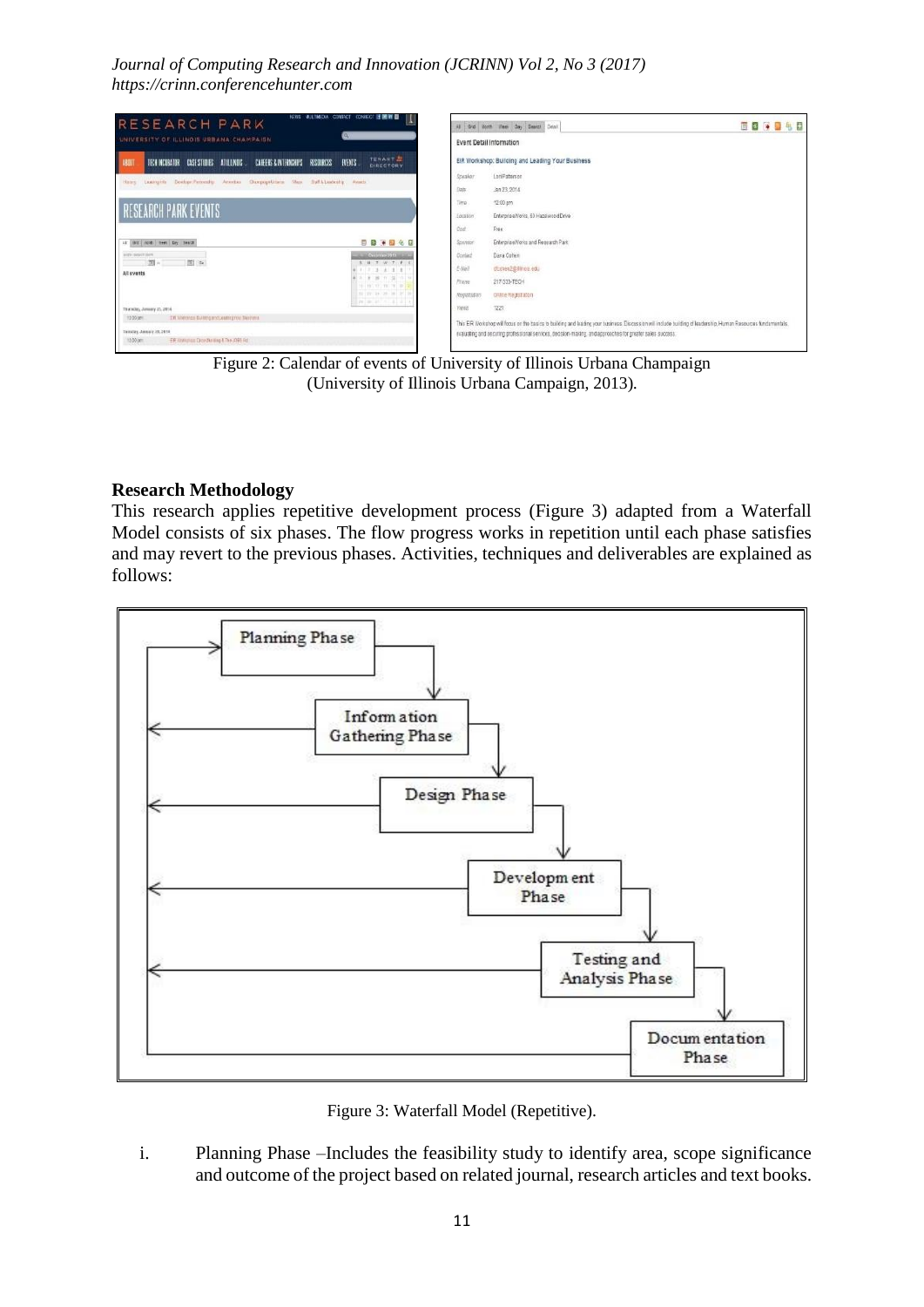Figure 2: Calendar of events of University of Illinois Urbana Champaign (University of Illinois Urbana Campaign, 2013).

## Research Methodology

This research applies repetitive development process (Figure 3) adapted from a Waterfall Model consists of six phases. The flow progress works in repetition until each phase satisfies and may revert to the previous phases. Activities, techniques and deliverables are explained as follows:

Figure 3: Waterfall Model (Repetitive).

i. Planning Phase –Includes the feasibility study to identify area, scope significance and outcome of the project based on related journal, research articles and text books.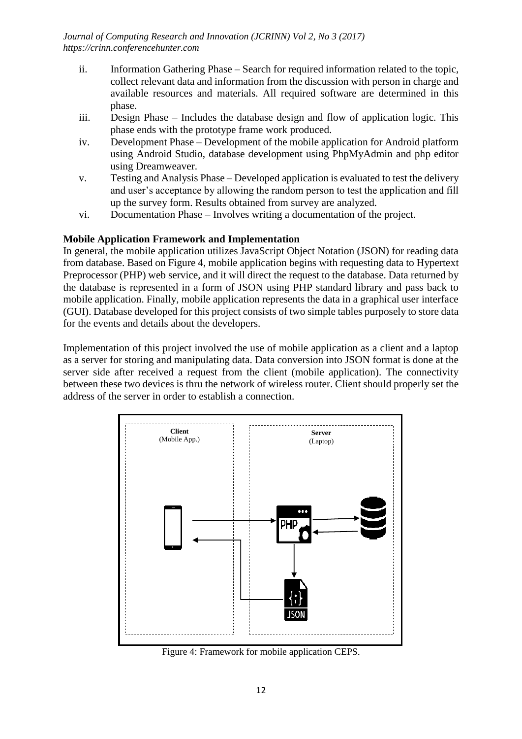ii. Information Gathering Phase – Search for required information related to the topic, collect relevant data and information from the discussion with person in charge and available resources and materials. All required software are determined in this phase.
iii. Design Phase – Includes the database design and flow of application logic. This phase ends with the prototype frame work produced.
iv. Development Phase – Development of the mobile application for Android platform using Android Studio, database development using PhpMyAdmin and php editor using Dreamweaver.
v. Testing and Analysis Phase – Developed application is evaluated to test the delivery and user's acceptance by allowing the random person to test the application and fill up the survey form. Results obtained from survey are analyzed.
vi. Documentation Phase – Involves writing a documentation of the project.

**Mobile Application Framework and Implementation**

In general, the mobile application utilizes JavaScript Object Notation (JSON) for reading data from database. Based on Figure 4, mobile application begins with requesting data to Hypertext Preprocessor (PHP) web service, and it will direct the request to the database. Data returned by the database is represented in a form of JSON using PHP standard library and pass back to mobile application. Finally, mobile application represents the data in a graphical user interface (GUI). Database developed for this project consists of two simple tables purposely to store data for the events and details about the developers.

Implementation of this project involved the use of mobile application as a client and a laptop as a server for storing and manipulating data. Data conversion into JSON format is done at the server side after received a request from the client (mobile application). The connectivity between these two devices is thru the network of wireless router. Client should properly set the address of the server in order to establish a connection.

Figure 4: Framework for mobile application CEPS.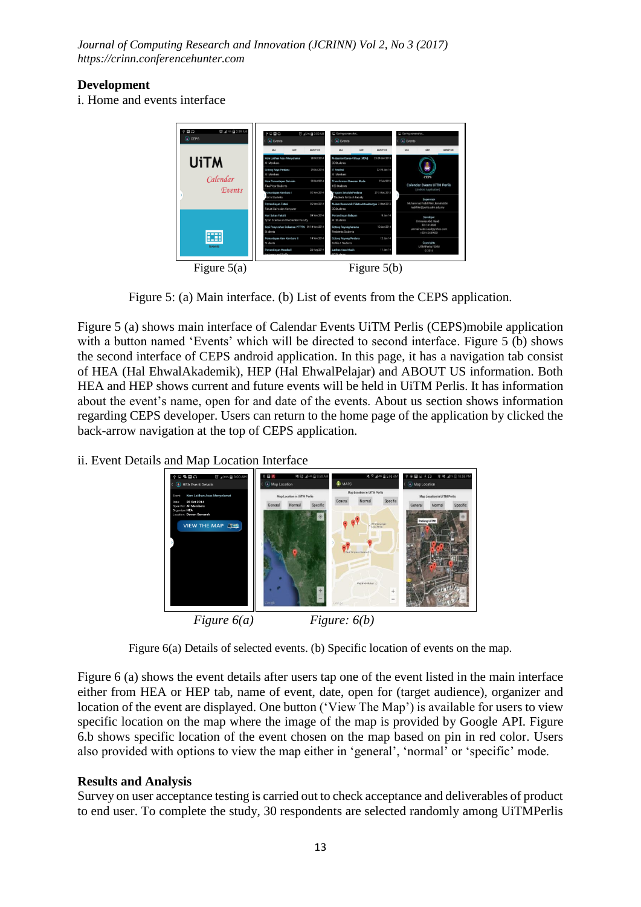## Development

i. Home and events interface

Figure 5(a) Figure 5(b)

Figure 5: (a) Main interface. (b) List of events from the CEPS application.

Figure 5 (a) shows main interface of Calendar Events UiTM Perlis (CEPS)mobile application with a button named 'Events' which will be directed to second interface. Figure 5 (b) shows the second interface of CEPS android application. In this page, it has a navigation tab consist of HEA (Hal EhwalAkademik), HEP (Hal EhwalPelajar) and ABOUT US information. Both HEA and HEP shows current and future events will be held in UiTM Perlis. It has information about the event's name, open for and date of the events. About us section shows information regarding CEPS developer. Users can return to the home page of the application by clicked the back-arrow navigation at the top of CEPS application.

ii. Event Details and Map Location Interface

*Figure 6(a)* *Figure: 6(b)*

Figure 6(a) Details of selected events. (b) Specific location of events on the map.

Figure 6 (a) shows the event details after users tap one of the event listed in the main interface either from HEA or HEP tab, name of event, date, open for (target audience), organizer and location of the event are displayed. One button ('View The Map') is available for users to view specific location on the map where the image of the map is provided by Google API. Figure 6.b shows specific location of the event chosen on the map based on pin in red color. Users also provided with options to view the map either in 'general', 'normal' or 'specific' mode.

## Results and Analysis

Survey on user acceptance testing is carried out to check acceptance and deliverables of product to end user. To complete the study, 30 respondents are selected randomly among UiTMPerlis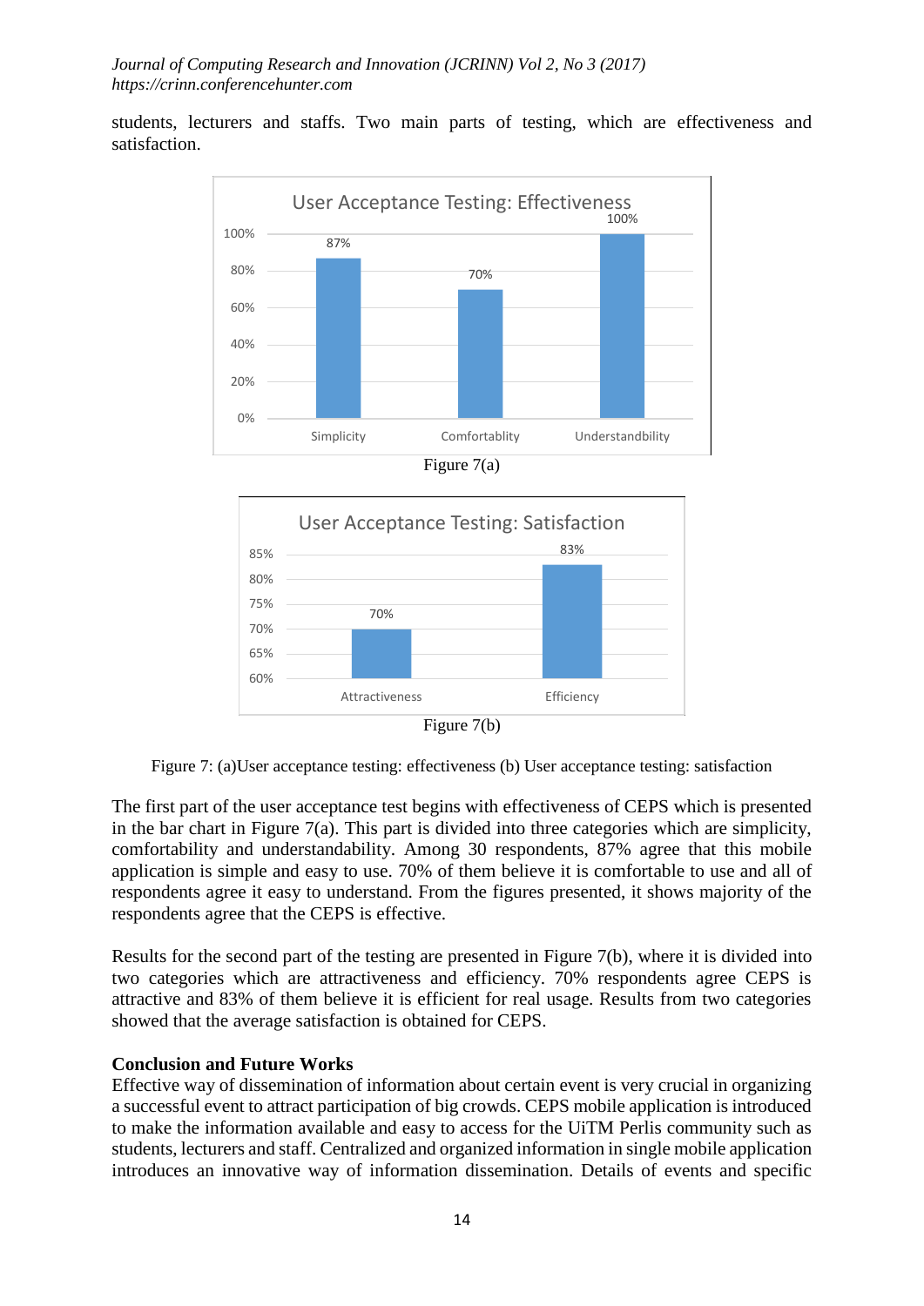students, lecturers and staffs. Two main parts of testing, which are effectiveness and satisfaction.

Figure 7(a)

Figure 7(b)

Figure 7: (a)User acceptance testing: effectiveness (b) User acceptance testing: satisfaction

The first part of the user acceptance test begins with effectiveness of CEPS which is presented in the bar chart in Figure 7(a). This part is divided into three categories which are simplicity, comfortability and understandability. Among 30 respondents, 87% agree that this mobile application is simple and easy to use. 70% of them believe it is comfortable to use and all of respondents agree it easy to understand. From the figures presented, it shows majority of the respondents agree that the CEPS is effective.

Results for the second part of the testing are presented in Figure 7(b), where it is divided into two categories which are attractiveness and efficiency. 70% respondents agree CEPS is attractive and 83% of them believe it is efficient for real usage. Results from two categories showed that the average satisfaction is obtained for CEPS.

**Conclusion and Future Works**

Effective way of dissemination of information about certain event is very crucial in organizing a successful event to attract participation of big crowds. CEPS mobile application is introduced to make the information available and easy to access for the UiTM Perlis community such as students, lecturers and staff. Centralized and organized information in single mobile application introduces an innovative way of information dissemination. Details of events and specific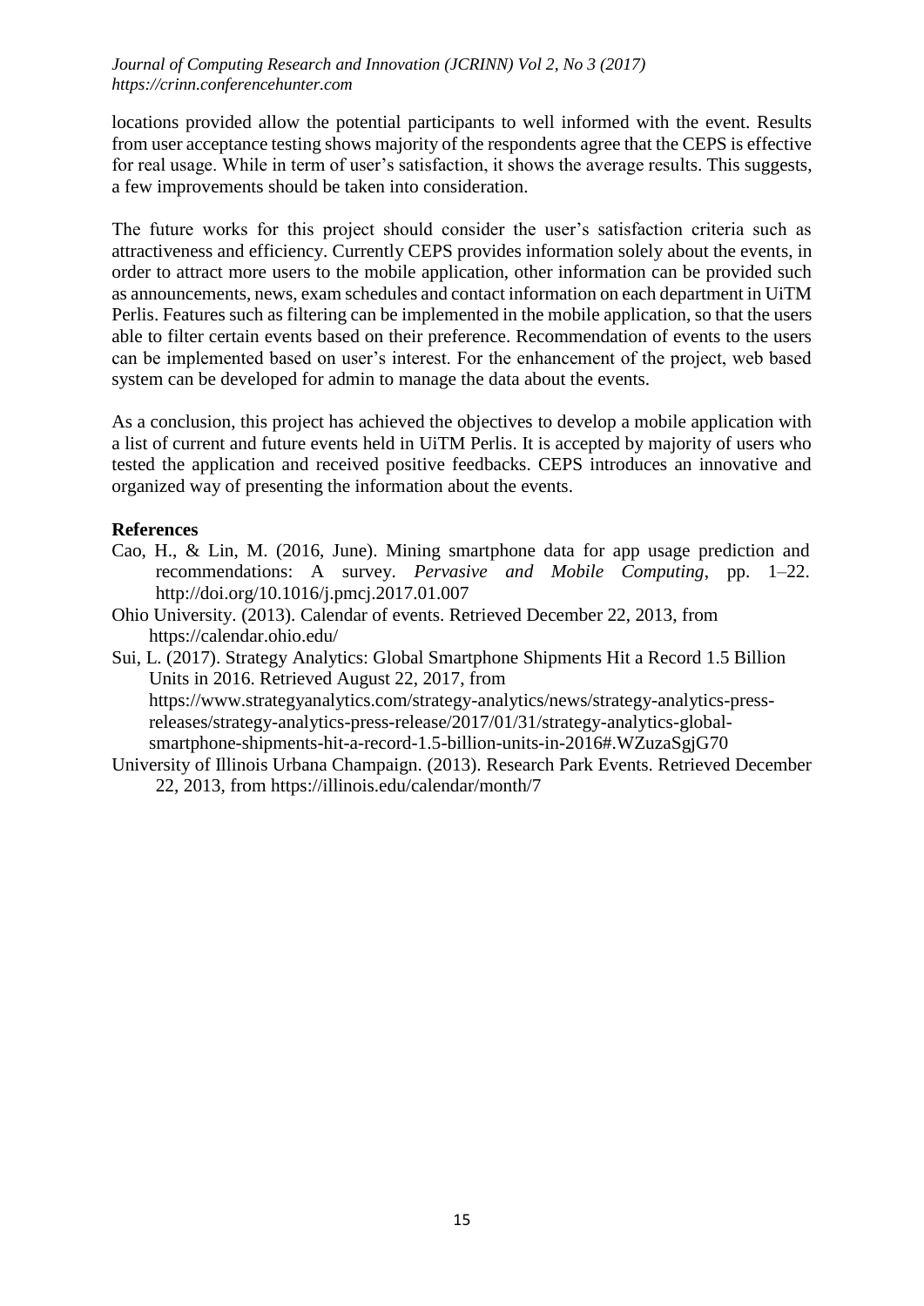locations provided allow the potential participants to well informed with the event. Results from user acceptance testing shows majority of the respondents agree that the CEPS is effective for real usage. While in term of user's satisfaction, it shows the average results. This suggests, a few improvements should be taken into consideration.

The future works for this project should consider the user's satisfaction criteria such as attractiveness and efficiency. Currently CEPS provides information solely about the events, in order to attract more users to the mobile application, other information can be provided such as announcements, news, exam schedules and contact information on each department in UiTM Perlis. Features such as filtering can be implemented in the mobile application, so that the users able to filter certain events based on their preference. Recommendation of events to the users can be implemented based on user's interest. For the enhancement of the project, web based system can be developed for admin to manage the data about the events.

As a conclusion, this project has achieved the objectives to develop a mobile application with a list of current and future events held in UiTM Perlis. It is accepted by majority of users who tested the application and received positive feedbacks. CEPS introduces an innovative and organized way of presenting the information about the events.

**References**

Cao, H., & Lin, M. (2016, June). Mining smartphone data for app usage prediction and recommendations: A survey. *Pervasive and Mobile Computing*, pp. 1–22. http://doi.org/10.1016/j.pmcj.2017.01.007

Ohio University. (2013). Calendar of events. Retrieved December 22, 2013, from https://calendar.ohio.edu/

Sui, L. (2017). Strategy Analytics: Global Smartphone Shipments Hit a Record 1.5 Billion Units in 2016. Retrieved August 22, 2017, from https://www.strategyanalytics.com/strategy-analytics/news/strategy-analytics-press-releases/strategy-analytics-press-release/2017/01/31/strategy-analytics-global-smartphone-shipments-hit-a-record-1.5-billion-units-in-2016#.WZuzaSgjG70

University of Illinois Urbana Champaign. (2013). Research Park Events. Retrieved December 22, 2013, from https://illinois.edu/calendar/month/7